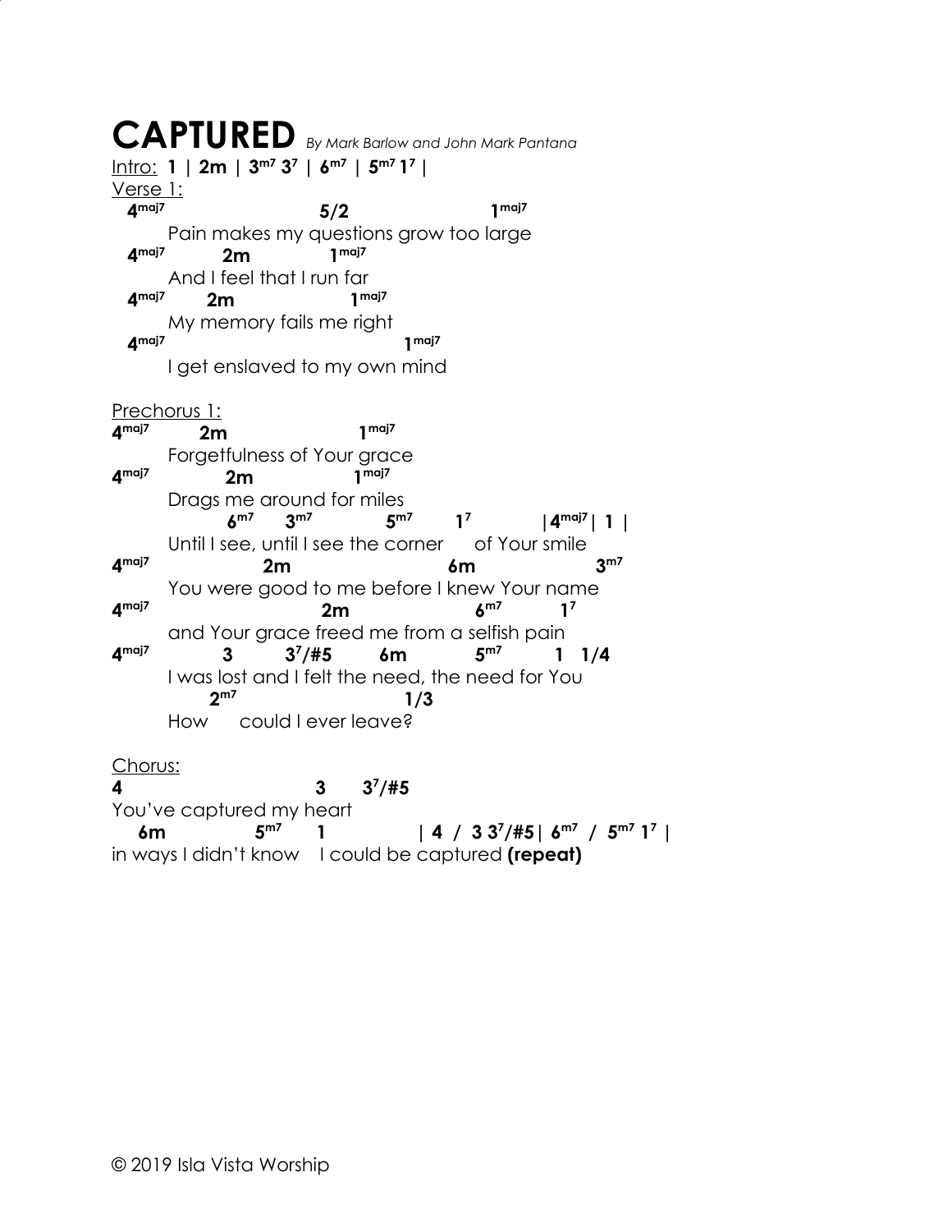# CAPTURED *By Mark Barlow and John Mark Pantana*

Intro: **1 | 2m | $3^{m7}$ $3^{7}$ | $6^{m7}$ | $5^{m7}$ $1^{7}$ |**

Verse 1:

```
4maj7                     5/2                    1maj7
      Pain makes my questions grow too large
4maj7        2m          1maj7
      And I feel that I run far
4maj7     2m               1maj7
      My memory fails me right
4maj7                              1maj7
      I get enslaved to my own mind
```

Prechorus 1:

```
4maj7      2m                 1maj7
      Forgetfulness of Your grace
4maj7          2m             1maj7
      Drags me around for miles
           6m7     3m7          5m7       17          |4maj7| 1 |
      Until I see, until I see the corner      of Your smile
4maj7             2m                       6m                3m7
      You were good to me before I knew Your name
4maj7                    2m                 6m7        17
      and Your grace freed me from a selfish pain
4maj7          3      37/#5      6m          5m7       1   1/4
      I was lost and I felt the need, the need for You
        2m7                          1/3
      How      could I ever leave?
```

Chorus:

```
4                       3     37/#5
You've captured my heart
   6m             5m7     1              | 4  /  3 37/#5| 6m7  /  5m7 17 |
in ways I didn't know    I could be captured (repeat)
```

© 2019 Isla Vista Worship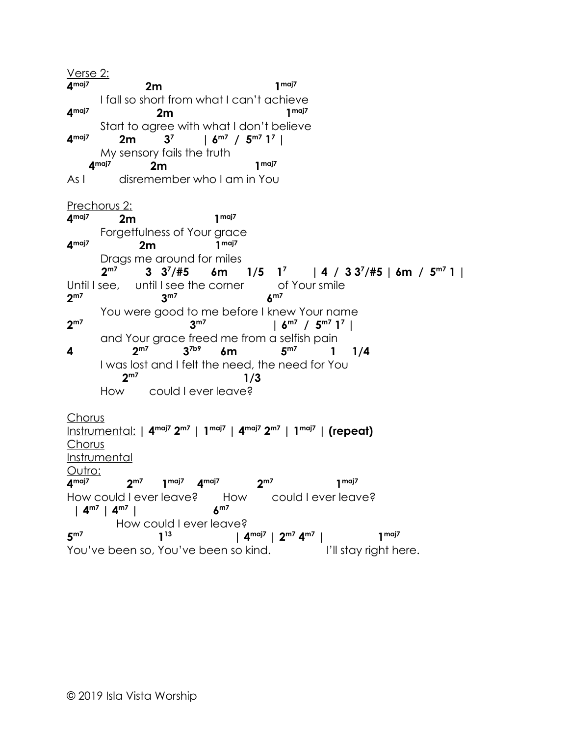Verse 2:

```
4maj7          2m                         1maj7
        I fall so short from what I can't achieve
4maj7             2m                        1maj7
        Start to agree with what I don't believe
4maj7       2m       3^7      | 6m7  /  5m7 1^7 |
        My sensory fails the truth
     4maj7         2m                       1maj7
As I         disremember who I am in You
```

Prechorus 2:

```
4maj7       2m                 1maj7
        Forgetfulness of Your grace
4maj7            2m            1maj7
        Drags me around for miles
         2m7        3  3^7/#5     6m     1/5   1^7      | 4  /  3 3^7/#5 | 6m  /  5m7 1 |
Until I see,     until I see the corner          of Your smile
2m7                   3m7                     6m7
        You were good to me before I knew Your name
2m7                          3m7                 | 6m7  /  5m7 1^7 |
        and Your grace freed me from a selfish pain
4             2m7          3^7b9     6m            5m7        1     1/4
        I was lost and I felt the need, the need for You
          2m7                        1/3
        How       could I ever leave?
```

Chorus

Instrumental: | 4maj7 2m7 | 1maj7 | 4maj7 2m7 | 1maj7 | **(repeat)**

Chorus

Instrumental

Outro:

```
4maj7        2m7      1maj7    4maj7           2m7                1maj7
How could I ever leave?        How       could I ever leave?
  | 4m7 | 4m7 |                    6m7
          How could I ever leave?
5m7                    1^13              | 4maj7 | 2m7 4m7 |              1maj7
You've been so, You've been so kind.                 I'll stay right here.
```

© 2019 Isla Vista Worship